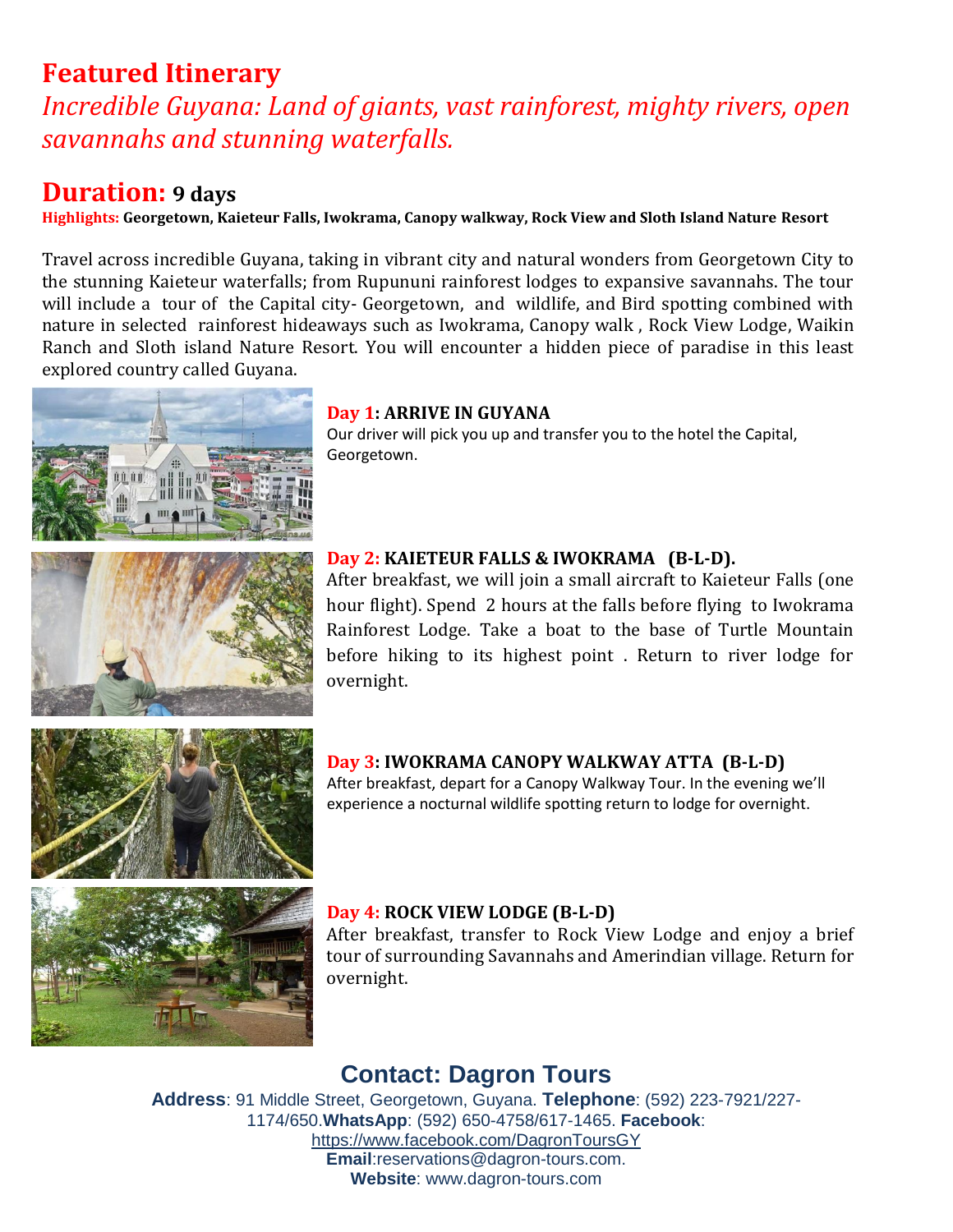# Featured Itinerary

*Incredible Guyana: Land of giants, vast rainforest, mighty rivers, open savannahs and stunning waterfalls.*

## Duration: 9 days

**Highlights: Georgetown, Kaieteur Falls, Iwokrama, Canopy walkway, Rock View and Sloth Island Nature Resort**

Travel across incredible Guyana, taking in vibrant city and natural wonders from Georgetown City to the stunning Kaieteur waterfalls; from Rupununi rainforest lodges to expansive savannahs. The tour will include a tour of the Capital city- Georgetown, and wildlife, and Bird spotting combined with nature in selected rainforest hideaways such as Iwokrama, Canopy walk , Rock View Lodge, Waikin Ranch and Sloth island Nature Resort. You will encounter a hidden piece of paradise in this least explored country called Guyana.

### Day 1: ARRIVE IN GUYANA

Our driver will pick you up and transfer you to the hotel the Capital, Georgetown.

### Day 2: KAIETEUR FALLS & IWOKRAMA (B-L-D).

After breakfast, we will join a small aircraft to Kaieteur Falls (one hour flight). Spend 2 hours at the falls before flying to Iwokrama Rainforest Lodge. Take a boat to the base of Turtle Mountain before hiking to its highest point . Return to river lodge for overnight.

### Day 3: IWOKRAMA CANOPY WALKWAY ATTA (B-L-D)

After breakfast, depart for a Canopy Walkway Tour. In the evening we'll experience a nocturnal wildlife spotting return to lodge for overnight.

### Day 4: ROCK VIEW LODGE (B-L-D)

After breakfast, transfer to Rock View Lodge and enjoy a brief tour of surrounding Savannahs and Amerindian village. Return for overnight.

## Contact: Dagron Tours

**Address**: 91 Middle Street, Georgetown, Guyana. **Telephone**: (592) 223-7921/227-1174/650.**WhatsApp**: (592) 650-4758/617-1465. **Facebook**: https://www.facebook.com/DagronToursGY
**Email**:reservations@dagron-tours.com.
**Website**: www.dagron-tours.com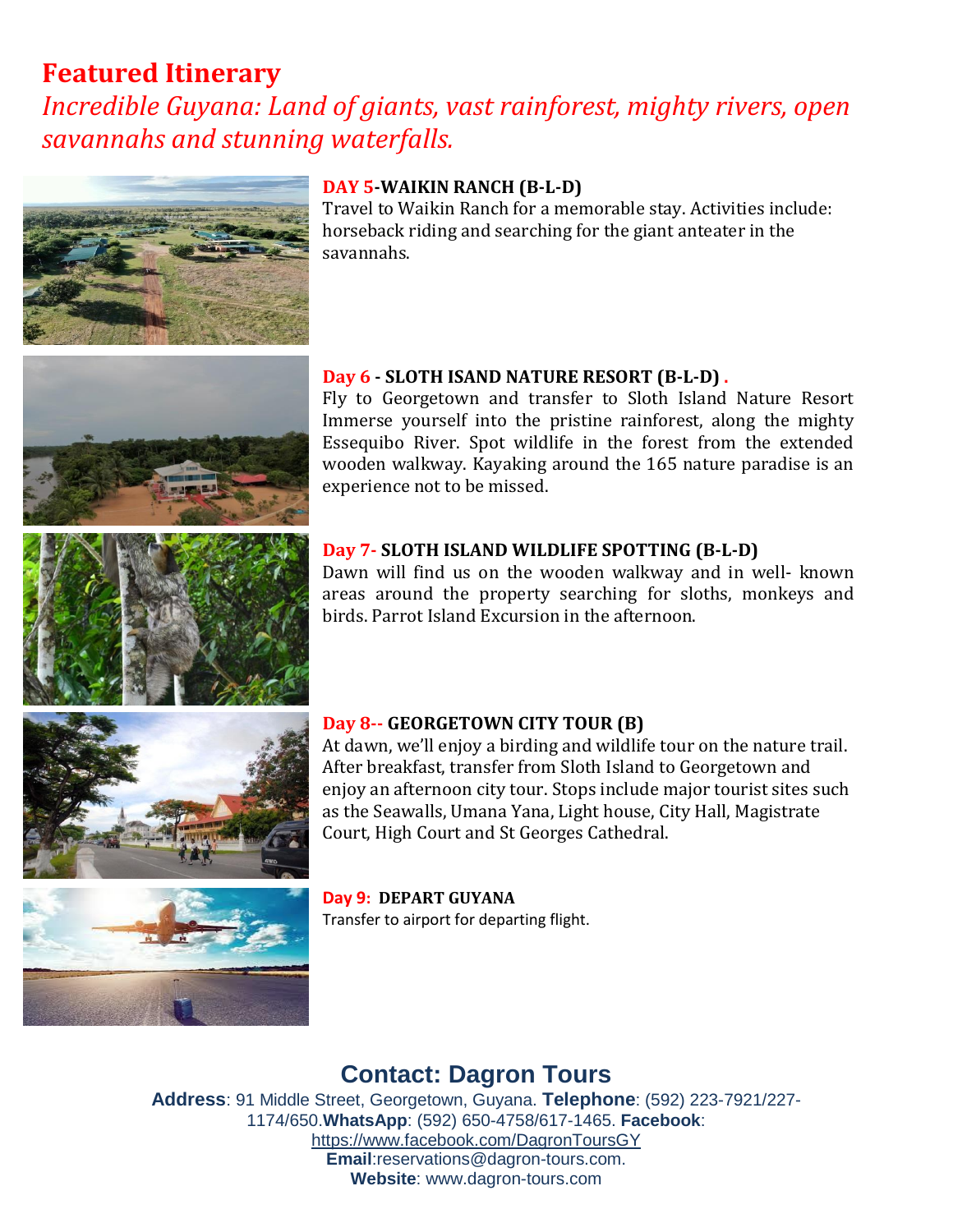# Featured Itinerary

## *Incredible Guyana: Land of giants, vast rainforest, mighty rivers, open savannahs and stunning waterfalls.*

### DAY 5-WAIKIN RANCH (B-L-D)

Travel to Waikin Ranch for a memorable stay. Activities include: horseback riding and searching for the giant anteater in the savannahs.

### Day 6 - SLOTH ISAND NATURE RESORT (B-L-D) .

Fly to Georgetown and transfer to Sloth Island Nature Resort Immerse yourself into the pristine rainforest, along the mighty Essequibo River. Spot wildlife in the forest from the extended wooden walkway. Kayaking around the 165 nature paradise is an experience not to be missed.

### Day 7- SLOTH ISLAND WILDLIFE SPOTTING (B-L-D)

Dawn will find us on the wooden walkway and in well- known areas around the property searching for sloths, monkeys and birds. Parrot Island Excursion in the afternoon.

### Day 8-- GEORGETOWN CITY TOUR (B)

At dawn, we'll enjoy a birding and wildlife tour on the nature trail. After breakfast, transfer from Sloth Island to Georgetown and enjoy an afternoon city tour. Stops include major tourist sites such as the Seawalls, Umana Yana, Light house, City Hall, Magistrate Court, High Court and St Georges Cathedral.

### Day 9: DEPART GUYANA

Transfer to airport for departing flight.

## Contact: Dagron Tours

**Address**: 91 Middle Street, Georgetown, Guyana. **Telephone**: (592) 223-7921/227-1174/650.**WhatsApp**: (592) 650-4758/617-1465. **Facebook**: https://www.facebook.com/DagronToursGY
**Email**:reservations@dagron-tours.com.
**Website**: www.dagron-tours.com